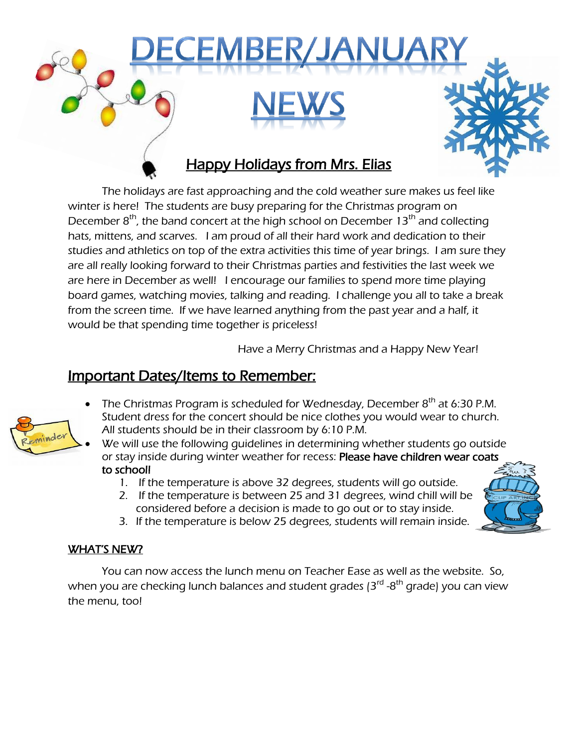# DECEMBER/JANUARY NEWS

## Happy Holidays from Mrs. Elias

The holidays are fast approaching and the cold weather sure makes us feel like winter is here! The students are busy preparing for the Christmas program on December 8th, the band concert at the high school on December 13th and collecting hats, mittens, and scarves. I am proud of all their hard work and dedication to their studies and athletics on top of the extra activities this time of year brings. I am sure they are all really looking forward to their Christmas parties and festivities the last week we are here in December as well! I encourage our families to spend more time playing board games, watching movies, talking and reading. I challenge you all to take a break from the screen time. If we have learned anything from the past year and a half, it would be that spending time together is priceless!

Have a Merry Christmas and a Happy New Year!

## Important Dates/Items to Remember:

- The Christmas Program is scheduled for Wednesday, December 8th at 6:30 P.M. Student dress for the concert should be nice clothes you would wear to church. All students should be in their classroom by 6:10 P.M.
- We will use the following guidelines in determining whether students go outside or stay inside during winter weather for recess: **Please have children wear coats to school!**
  1. If the temperature is above 32 degrees, students will go outside.
  2. If the temperature is between 25 and 31 degrees, wind chill will be considered before a decision is made to go out or to stay inside.
  3. If the temperature is below 25 degrees, students will remain inside.

### WHAT'S NEW?

You can now access the lunch menu on Teacher Ease as well as the website. So, when you are checking lunch balances and student grades (3rd -8th grade) you can view the menu, too!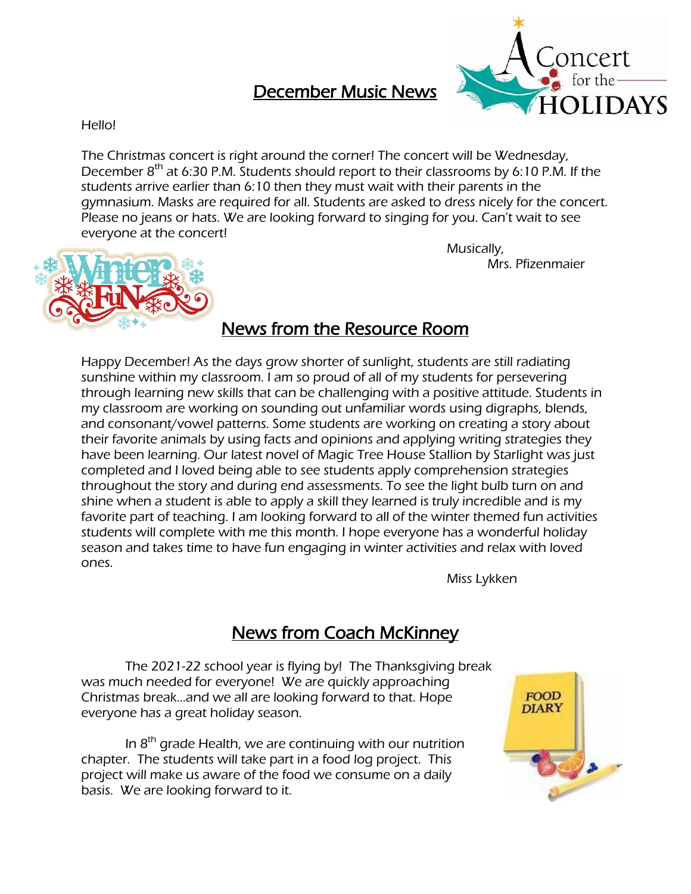## December Music News

Hello!

The Christmas concert is right around the corner! The concert will be Wednesday, December 8th at 6:30 P.M. Students should report to their classrooms by 6:10 P.M. If the students arrive earlier than 6:10 then they must wait with their parents in the gymnasium. Masks are required for all. Students are asked to dress nicely for the concert. Please no jeans or hats. We are looking forward to singing for you. Can't wait to see everyone at the concert!

Musically,
Mrs. Pfizenmaier

## News from the Resource Room

Happy December! As the days grow shorter of sunlight, students are still radiating sunshine within my classroom. I am so proud of all of my students for persevering through learning new skills that can be challenging with a positive attitude. Students in my classroom are working on sounding out unfamiliar words using digraphs, blends, and consonant/vowel patterns. Some students are working on creating a story about their favorite animals by using facts and opinions and applying writing strategies they have been learning. Our latest novel of Magic Tree House Stallion by Starlight was just completed and I loved being able to see students apply comprehension strategies throughout the story and during end assessments. To see the light bulb turn on and shine when a student is able to apply a skill they learned is truly incredible and is my favorite part of teaching. I am looking forward to all of the winter themed fun activities students will complete with me this month. I hope everyone has a wonderful holiday season and takes time to have fun engaging in winter activities and relax with loved ones.

Miss Lykken

## News from Coach McKinney

The 2021-22 school year is flying by! The Thanksgiving break was much needed for everyone! We are quickly approaching Christmas break…and we all are looking forward to that. Hope everyone has a great holiday season.

In 8th grade Health, we are continuing with our nutrition chapter. The students will take part in a food log project. This project will make us aware of the food we consume on a daily basis. We are looking forward to it.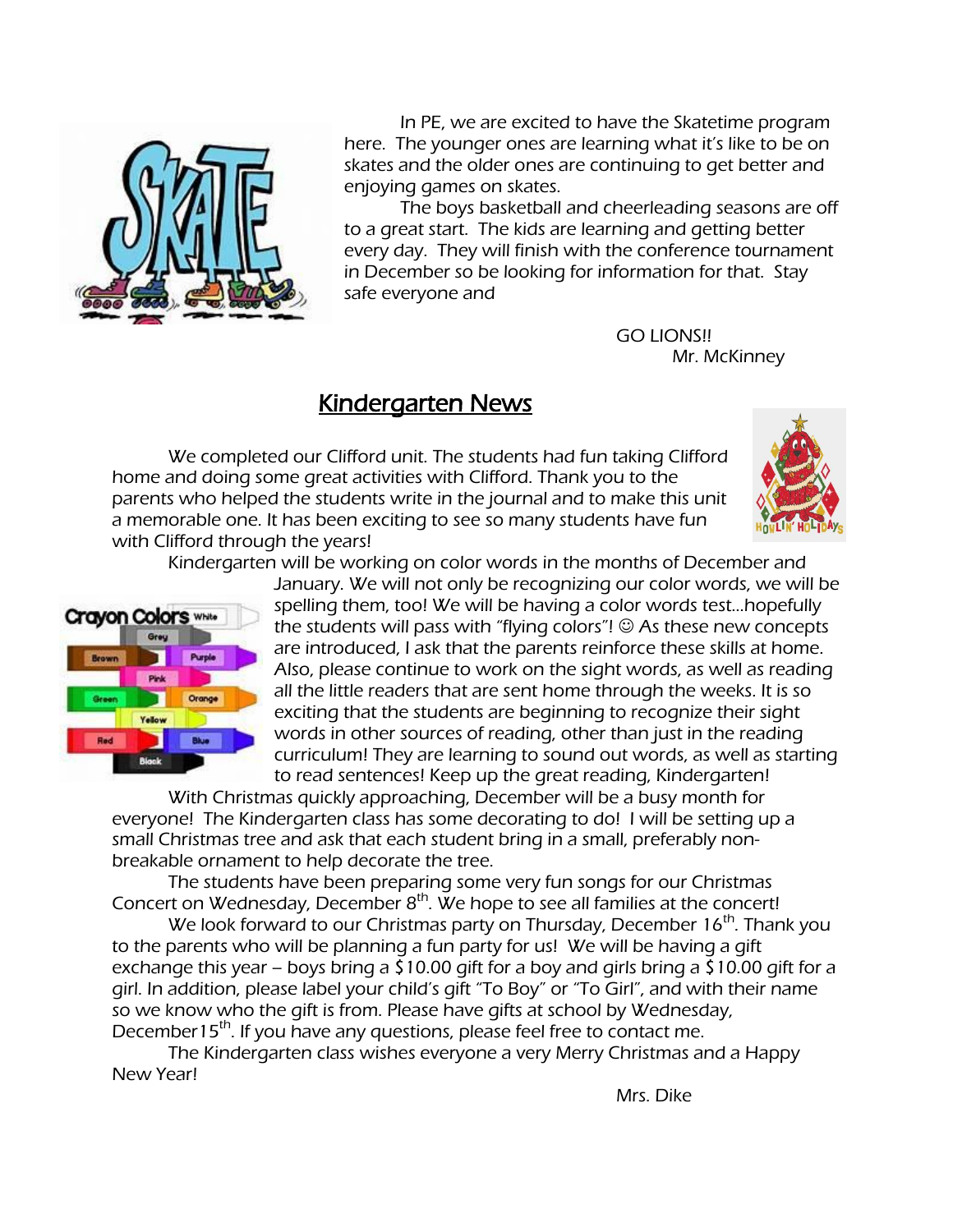In PE, we are excited to have the Skatetime program here. The younger ones are learning what it's like to be on skates and the older ones are continuing to get better and enjoying games on skates.

The boys basketball and cheerleading seasons are off to a great start. The kids are learning and getting better every day. They will finish with the conference tournament in December so be looking for information for that. Stay safe everyone and

GO LIONS!!
Mr. McKinney

## Kindergarten News

We completed our Clifford unit. The students had fun taking Clifford home and doing some great activities with Clifford. Thank you to the parents who helped the students write in the journal and to make this unit a memorable one. It has been exciting to see so many students have fun with Clifford through the years!

Kindergarten will be working on color words in the months of December and January. We will not only be recognizing our color words, we will be spelling them, too! We will be having a color words test...hopefully the students will pass with "flying colors"! ☺ As these new concepts are introduced, I ask that the parents reinforce these skills at home. Also, please continue to work on the sight words, as well as reading all the little readers that are sent home through the weeks. It is so exciting that the students are beginning to recognize their sight words in other sources of reading, other than just in the reading curriculum! They are learning to sound out words, as well as starting to read sentences! Keep up the great reading, Kindergarten!

With Christmas quickly approaching, December will be a busy month for everyone! The Kindergarten class has some decorating to do! I will be setting up a small Christmas tree and ask that each student bring in a small, preferably non-breakable ornament to help decorate the tree.

The students have been preparing some very fun songs for our Christmas Concert on Wednesday, December 8th. We hope to see all families at the concert!

We look forward to our Christmas party on Thursday, December 16th. Thank you to the parents who will be planning a fun party for us! We will be having a gift exchange this year – boys bring a $10.00 gift for a boy and girls bring a $10.00 gift for a girl. In addition, please label your child's gift "To Boy" or "To Girl", and with their name so we know who the gift is from. Please have gifts at school by Wednesday, December15th. If you have any questions, please feel free to contact me.

The Kindergarten class wishes everyone a very Merry Christmas and a Happy New Year!

Mrs. Dike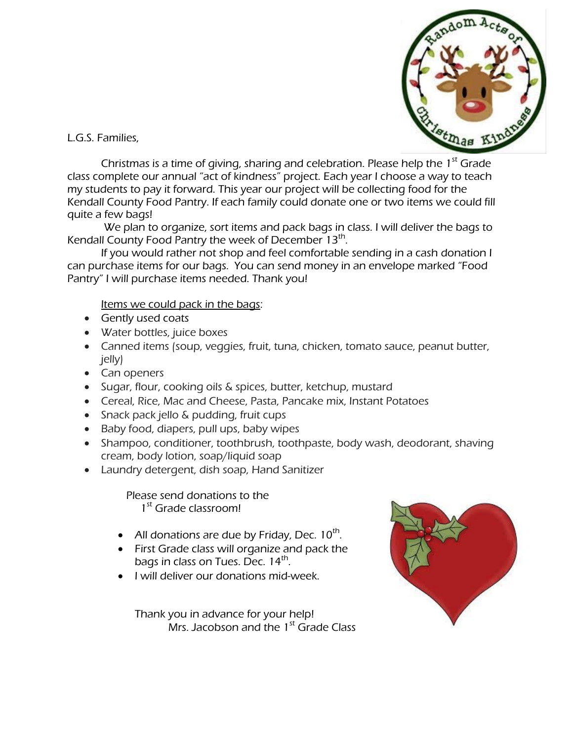L.G.S. Families,

Christmas is a time of giving, sharing and celebration. Please help the 1st Grade class complete our annual "act of kindness" project. Each year I choose a way to teach my students to pay it forward. This year our project will be collecting food for the Kendall County Food Pantry. If each family could donate one or two items we could fill quite a few bags!

We plan to organize, sort items and pack bags in class. I will deliver the bags to Kendall County Food Pantry the week of December 13th.

If you would rather not shop and feel comfortable sending in a cash donation I can purchase items for our bags. You can send money in an envelope marked "Food Pantry" I will purchase items needed. Thank you!

<u>Items we could pack in the bags</u>:

- Gently used coats
- Water bottles, juice boxes
- Canned items (soup, veggies, fruit, tuna, chicken, tomato sauce, peanut butter, jelly)
- Can openers
- Sugar, flour, cooking oils & spices, butter, ketchup, mustard
- Cereal, Rice, Mac and Cheese, Pasta, Pancake mix, Instant Potatoes
- Snack pack jello & pudding, fruit cups
- Baby food, diapers, pull ups, baby wipes
- Shampoo, conditioner, toothbrush, toothpaste, body wash, deodorant, shaving cream, body lotion, soap/liquid soap
- Laundry detergent, dish soap, Hand Sanitizer

Please send donations to the 1st Grade classroom!

- All donations are due by Friday, Dec. 10th.
- First Grade class will organize and pack the bags in class on Tues. Dec. 14th.
- I will deliver our donations mid-week.

Thank you in advance for your help!
Mrs. Jacobson and the 1st Grade Class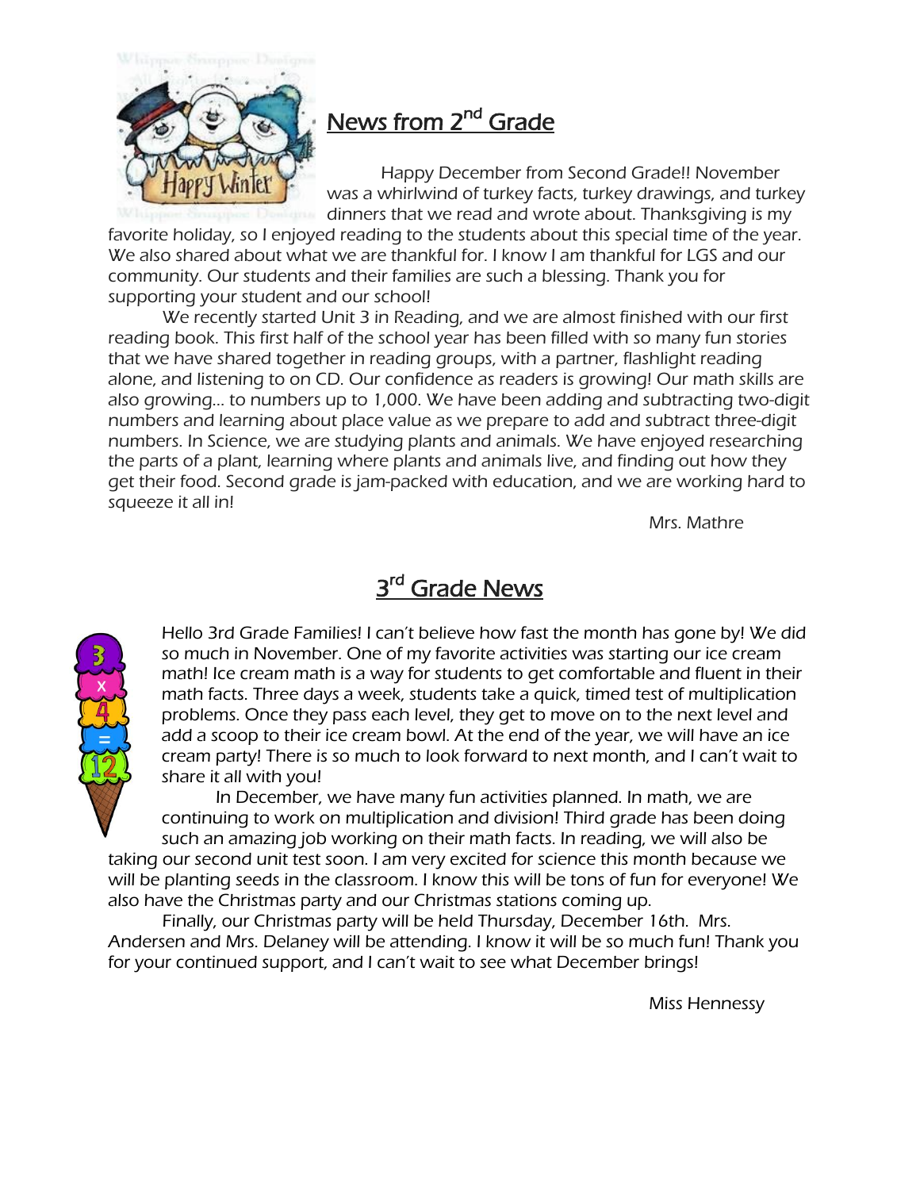## News from 2nd Grade

Happy December from Second Grade!! November was a whirlwind of turkey facts, turkey drawings, and turkey dinners that we read and wrote about. Thanksgiving is my favorite holiday, so I enjoyed reading to the students about this special time of the year. We also shared about what we are thankful for. I know I am thankful for LGS and our community. Our students and their families are such a blessing. Thank you for supporting your student and our school!

We recently started Unit 3 in Reading, and we are almost finished with our first reading book. This first half of the school year has been filled with so many fun stories that we have shared together in reading groups, with a partner, flashlight reading alone, and listening to on CD. Our confidence as readers is growing! Our math skills are also growing… to numbers up to 1,000. We have been adding and subtracting two-digit numbers and learning about place value as we prepare to add and subtract three-digit numbers. In Science, we are studying plants and animals. We have enjoyed researching the parts of a plant, learning where plants and animals live, and finding out how they get their food. Second grade is jam-packed with education, and we are working hard to squeeze it all in!

Mrs. Mathre

## 3rd Grade News

Hello 3rd Grade Families! I can't believe how fast the month has gone by! We did so much in November. One of my favorite activities was starting our ice cream math! Ice cream math is a way for students to get comfortable and fluent in their math facts. Three days a week, students take a quick, timed test of multiplication problems. Once they pass each level, they get to move on to the next level and add a scoop to their ice cream bowl. At the end of the year, we will have an ice cream party! There is so much to look forward to next month, and I can't wait to share it all with you!

In December, we have many fun activities planned. In math, we are continuing to work on multiplication and division! Third grade has been doing such an amazing job working on their math facts. In reading, we will also be taking our second unit test soon. I am very excited for science this month because we will be planting seeds in the classroom. I know this will be tons of fun for everyone! We also have the Christmas party and our Christmas stations coming up.

Finally, our Christmas party will be held Thursday, December 16th. Mrs. Andersen and Mrs. Delaney will be attending. I know it will be so much fun! Thank you for your continued support, and I can't wait to see what December brings!

Miss Hennessy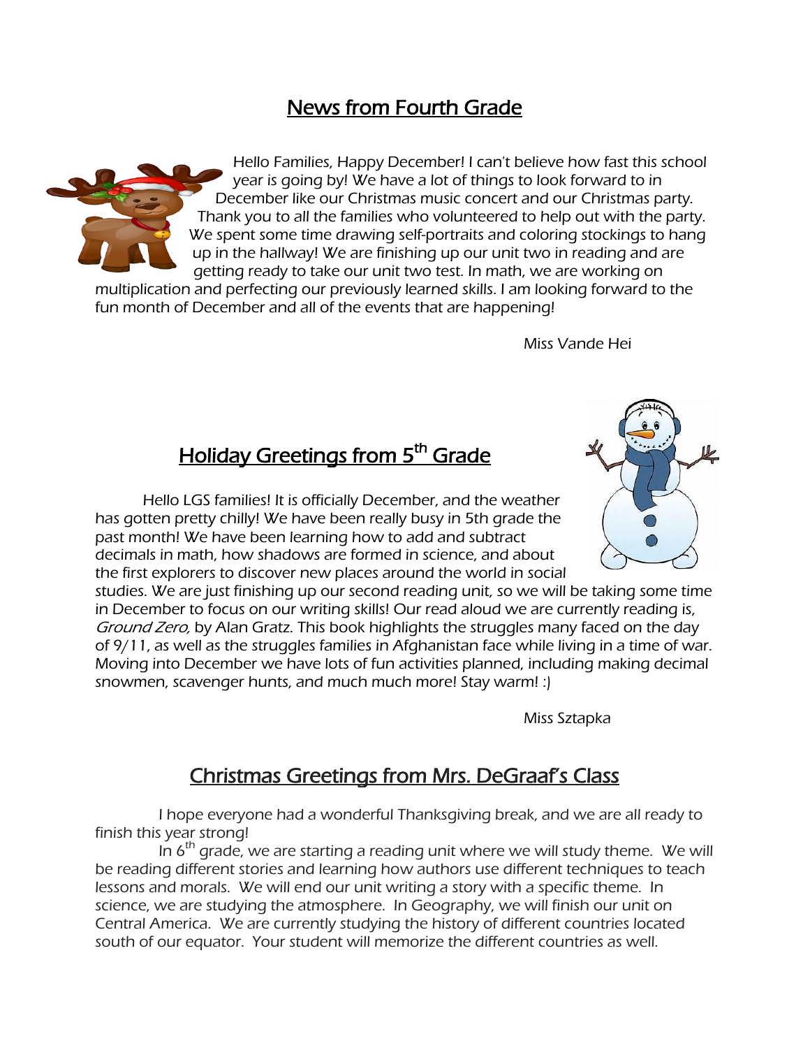## News from Fourth Grade

Hello Families, Happy December! I can't believe how fast this school year is going by! We have a lot of things to look forward to in December like our Christmas music concert and our Christmas party. Thank you to all the families who volunteered to help out with the party. We spent some time drawing self-portraits and coloring stockings to hang up in the hallway! We are finishing up our unit two in reading and are getting ready to take our unit two test. In math, we are working on multiplication and perfecting our previously learned skills. I am looking forward to the fun month of December and all of the events that are happening!

Miss Vande Hei

## Holiday Greetings from 5th Grade

Hello LGS families! It is officially December, and the weather has gotten pretty chilly! We have been really busy in 5th grade the past month! We have been learning how to add and subtract decimals in math, how shadows are formed in science, and about the first explorers to discover new places around the world in social studies. We are just finishing up our second reading unit, so we will be taking some time in December to focus on our writing skills! Our read aloud we are currently reading is, *Ground Zero,* by Alan Gratz. This book highlights the struggles many faced on the day of 9/11, as well as the struggles families in Afghanistan face while living in a time of war. Moving into December we have lots of fun activities planned, including making decimal snowmen, scavenger hunts, and much much more! Stay warm! :)

Miss Sztapka

## Christmas Greetings from Mrs. DeGraaf's Class

I hope everyone had a wonderful Thanksgiving break, and we are all ready to finish this year strong!

In 6th grade, we are starting a reading unit where we will study theme. We will be reading different stories and learning how authors use different techniques to teach lessons and morals. We will end our unit writing a story with a specific theme. In science, we are studying the atmosphere. In Geography, we will finish our unit on Central America. We are currently studying the history of different countries located south of our equator. Your student will memorize the different countries as well.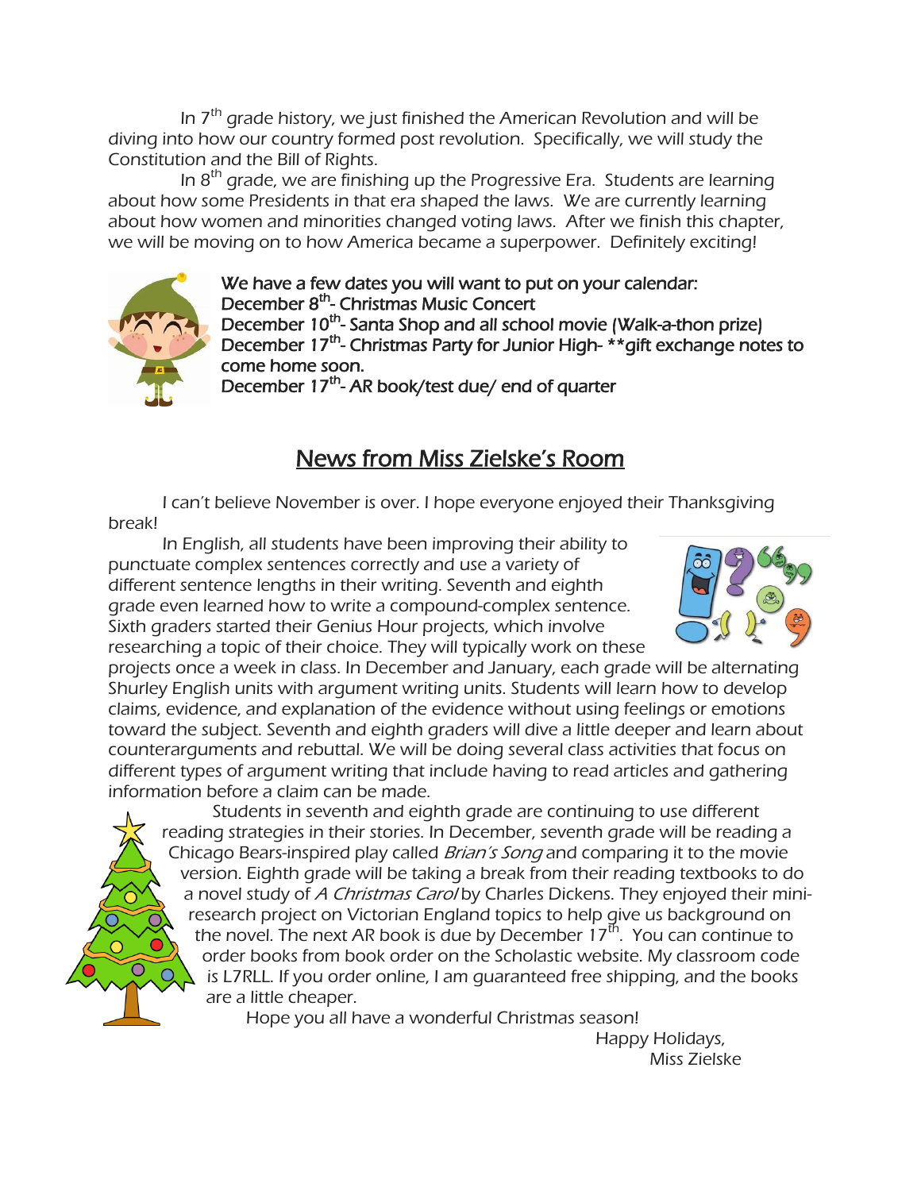In 7th grade history, we just finished the American Revolution and will be diving into how our country formed post revolution. Specifically, we will study the Constitution and the Bill of Rights.

In 8th grade, we are finishing up the Progressive Era. Students are learning about how some Presidents in that era shaped the laws. We are currently learning about how women and minorities changed voting laws. After we finish this chapter, we will be moving on to how America became a superpower. Definitely exciting!

We have a few dates you will want to put on your calendar:
December 8th- Christmas Music Concert
December 10th- Santa Shop and all school movie (Walk-a-thon prize)
December 17th- Christmas Party for Junior High- **gift exchange notes to come home soon.
December 17th- AR book/test due/ end of quarter

## News from Miss Zielske's Room

I can't believe November is over. I hope everyone enjoyed their Thanksgiving break!

In English, all students have been improving their ability to punctuate complex sentences correctly and use a variety of different sentence lengths in their writing. Seventh and eighth grade even learned how to write a compound-complex sentence. Sixth graders started their Genius Hour projects, which involve researching a topic of their choice. They will typically work on these projects once a week in class. In December and January, each grade will be alternating Shurley English units with argument writing units. Students will learn how to develop claims, evidence, and explanation of the evidence without using feelings or emotions toward the subject. Seventh and eighth graders will dive a little deeper and learn about counterarguments and rebuttal. We will be doing several class activities that focus on different types of argument writing that include having to read articles and gathering information before a claim can be made.

Students in seventh and eighth grade are continuing to use different reading strategies in their stories. In December, seventh grade will be reading a Chicago Bears-inspired play called *Brian's Song* and comparing it to the movie version. Eighth grade will be taking a break from their reading textbooks to do a novel study of *A Christmas Carol* by Charles Dickens. They enjoyed their mini-research project on Victorian England topics to help give us background on the novel. The next AR book is due by December 17th. You can continue to order books from book order on the Scholastic website. My classroom code is L7RLL. If you order online, I am guaranteed free shipping, and the books are a little cheaper.

Hope you all have a wonderful Christmas season!

Happy Holidays,
Miss Zielske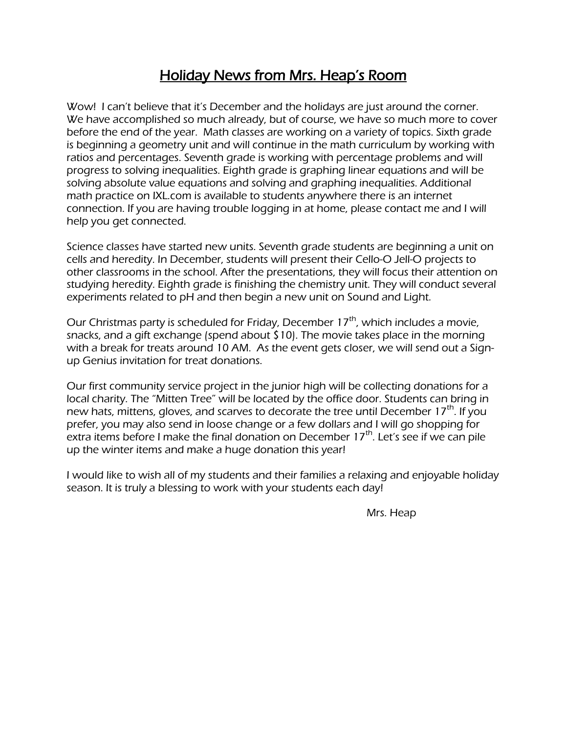# Holiday News from Mrs. Heap's Room

Wow! I can't believe that it's December and the holidays are just around the corner. We have accomplished so much already, but of course, we have so much more to cover before the end of the year. Math classes are working on a variety of topics. Sixth grade is beginning a geometry unit and will continue in the math curriculum by working with ratios and percentages. Seventh grade is working with percentage problems and will progress to solving inequalities. Eighth grade is graphing linear equations and will be solving absolute value equations and solving and graphing inequalities. Additional math practice on IXL.com is available to students anywhere there is an internet connection. If you are having trouble logging in at home, please contact me and I will help you get connected.

Science classes have started new units. Seventh grade students are beginning a unit on cells and heredity. In December, students will present their Cello-O Jell-O projects to other classrooms in the school. After the presentations, they will focus their attention on studying heredity. Eighth grade is finishing the chemistry unit. They will conduct several experiments related to pH and then begin a new unit on Sound and Light.

Our Christmas party is scheduled for Friday, December 17th, which includes a movie, snacks, and a gift exchange (spend about $10). The movie takes place in the morning with a break for treats around 10 AM. As the event gets closer, we will send out a Sign-up Genius invitation for treat donations.

Our first community service project in the junior high will be collecting donations for a local charity. The "Mitten Tree" will be located by the office door. Students can bring in new hats, mittens, gloves, and scarves to decorate the tree until December 17th. If you prefer, you may also send in loose change or a few dollars and I will go shopping for extra items before I make the final donation on December 17th. Let's see if we can pile up the winter items and make a huge donation this year!

I would like to wish all of my students and their families a relaxing and enjoyable holiday season. It is truly a blessing to work with your students each day!

Mrs. Heap